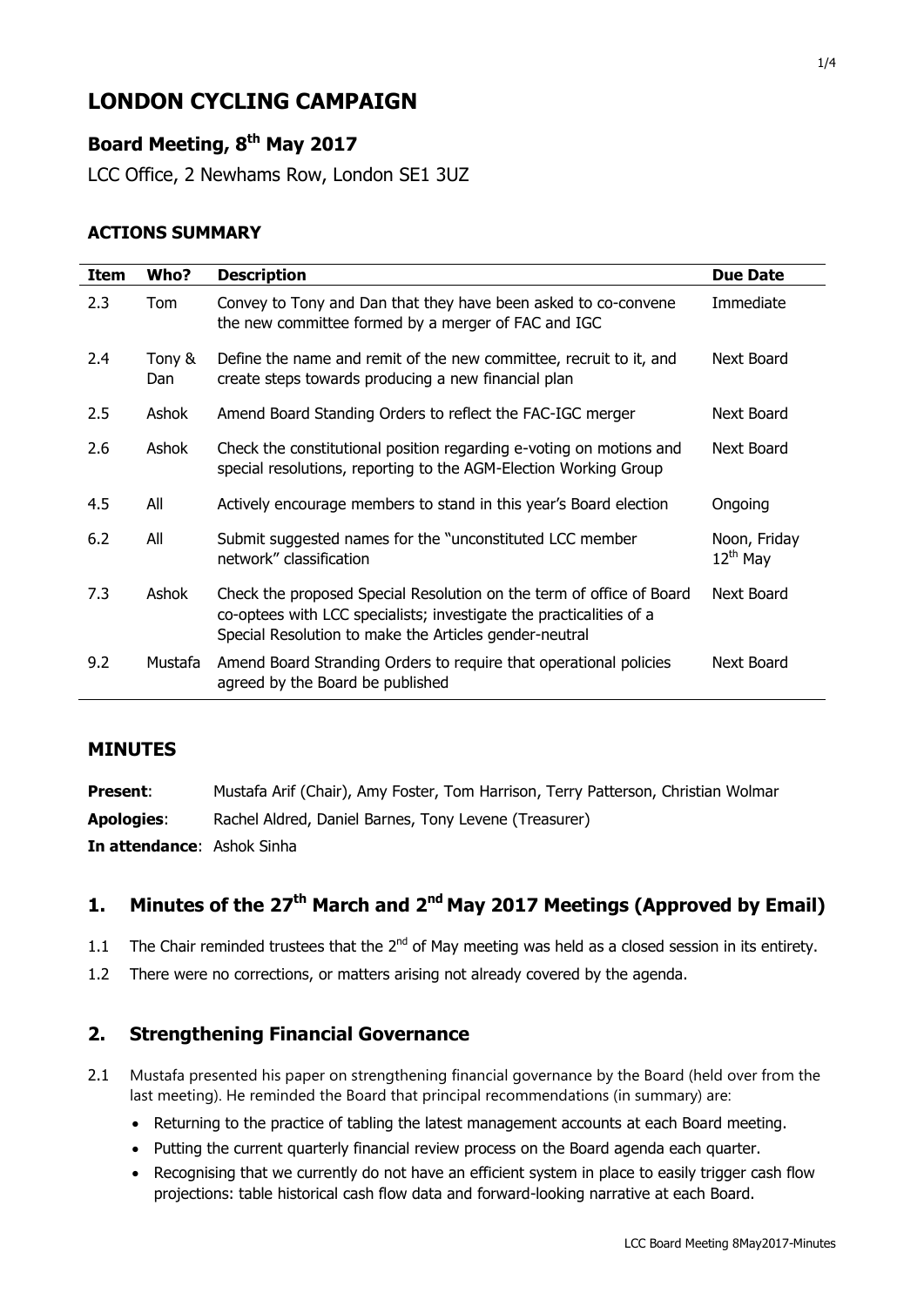# LONDON CYCLING CAMPAIGN

## Board Meeting, 8th May 2017

LCC Office, 2 Newhams Row, London SE1 3UZ

### ACTIONS SUMMARY

| Item | Who? | Description | Due Date |
|---|---|---|---|
| 2.3 | Tom | Convey to Tony and Dan that they have been asked to co-convene the new committee formed by a merger of FAC and IGC | Immediate |
| 2.4 | Tony & Dan | Define the name and remit of the new committee, recruit to it, and create steps towards producing a new financial plan | Next Board |
| 2.5 | Ashok | Amend Board Standing Orders to reflect the FAC-IGC merger | Next Board |
| 2.6 | Ashok | Check the constitutional position regarding e-voting on motions and special resolutions, reporting to the AGM-Election Working Group | Next Board |
| 4.5 | All | Actively encourage members to stand in this year's Board election | Ongoing |
| 6.2 | All | Submit suggested names for the "unconstituted LCC member network" classification | Noon, Friday 12th May |
| 7.3 | Ashok | Check the proposed Special Resolution on the term of office of Board co-optees with LCC specialists; investigate the practicalities of a Special Resolution to make the Articles gender-neutral | Next Board |
| 9.2 | Mustafa | Amend Board Stranding Orders to require that operational policies agreed by the Board be published | Next Board |

## MINUTES

**Present**: Mustafa Arif (Chair), Amy Foster, Tom Harrison, Terry Patterson, Christian Wolmar

**Apologies**: Rachel Aldred, Daniel Barnes, Tony Levene (Treasurer)

**In attendance**: Ashok Sinha

## 1. Minutes of the 27th March and 2nd May 2017 Meetings (Approved by Email)

1.1 The Chair reminded trustees that the 2nd of May meeting was held as a closed session in its entirety.

1.2 There were no corrections, or matters arising not already covered by the agenda.

## 2. Strengthening Financial Governance

2.1 Mustafa presented his paper on strengthening financial governance by the Board (held over from the last meeting). He reminded the Board that principal recommendations (in summary) are:

- Returning to the practice of tabling the latest management accounts at each Board meeting.
- Putting the current quarterly financial review process on the Board agenda each quarter.
- Recognising that we currently do not have an efficient system in place to easily trigger cash flow projections: table historical cash flow data and forward-looking narrative at each Board.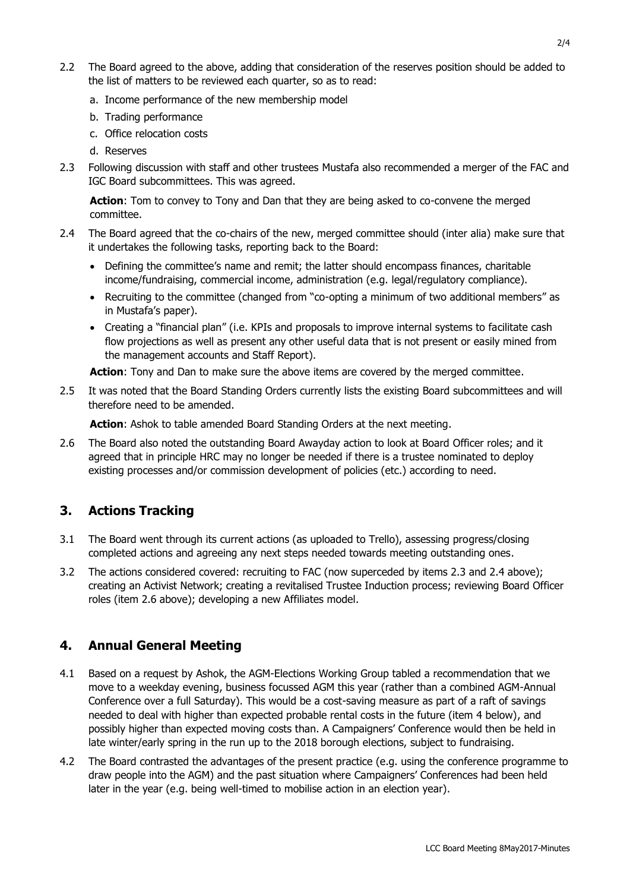2.2 The Board agreed to the above, adding that consideration of the reserves position should be added to the list of matters to be reviewed each quarter, so as to read:

a. Income performance of the new membership model
b. Trading performance
c. Office relocation costs
d. Reserves

2.3 Following discussion with staff and other trustees Mustafa also recommended a merger of the FAC and IGC Board subcommittees. This was agreed.

**Action**: Tom to convey to Tony and Dan that they are being asked to co-convene the merged committee.

2.4 The Board agreed that the co-chairs of the new, merged committee should (inter alia) make sure that it undertakes the following tasks, reporting back to the Board:

- Defining the committee's name and remit; the latter should encompass finances, charitable income/fundraising, commercial income, administration (e.g. legal/regulatory compliance).
- Recruiting to the committee (changed from "co-opting a minimum of two additional members" as in Mustafa's paper).
- Creating a "financial plan" (i.e. KPIs and proposals to improve internal systems to facilitate cash flow projections as well as present any other useful data that is not present or easily mined from the management accounts and Staff Report).

**Action**: Tony and Dan to make sure the above items are covered by the merged committee.

2.5 It was noted that the Board Standing Orders currently lists the existing Board subcommittees and will therefore need to be amended.

**Action**: Ashok to table amended Board Standing Orders at the next meeting.

2.6 The Board also noted the outstanding Board Awayday action to look at Board Officer roles; and it agreed that in principle HRC may no longer be needed if there is a trustee nominated to deploy existing processes and/or commission development of policies (etc.) according to need.

## 3. Actions Tracking

3.1 The Board went through its current actions (as uploaded to Trello), assessing progress/closing completed actions and agreeing any next steps needed towards meeting outstanding ones.

3.2 The actions considered covered: recruiting to FAC (now superceded by items 2.3 and 2.4 above); creating an Activist Network; creating a revitalised Trustee Induction process; reviewing Board Officer roles (item 2.6 above); developing a new Affiliates model.

## 4. Annual General Meeting

4.1 Based on a request by Ashok, the AGM-Elections Working Group tabled a recommendation that we move to a weekday evening, business focussed AGM this year (rather than a combined AGM-Annual Conference over a full Saturday). This would be a cost-saving measure as part of a raft of savings needed to deal with higher than expected probable rental costs in the future (item 4 below), and possibly higher than expected moving costs than. A Campaigners' Conference would then be held in late winter/early spring in the run up to the 2018 borough elections, subject to fundraising.

4.2 The Board contrasted the advantages of the present practice (e.g. using the conference programme to draw people into the AGM) and the past situation where Campaigners' Conferences had been held later in the year (e.g. being well-timed to mobilise action in an election year).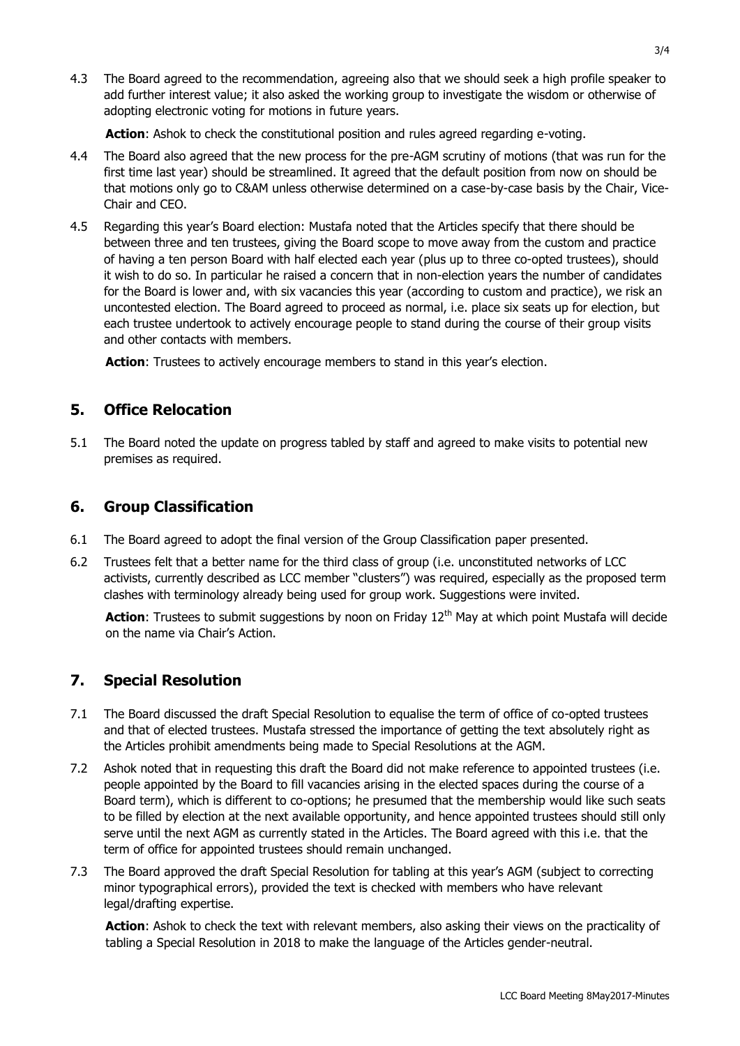4.3 The Board agreed to the recommendation, agreeing also that we should seek a high profile speaker to add further interest value; it also asked the working group to investigate the wisdom or otherwise of adopting electronic voting for motions in future years.

**Action**: Ashok to check the constitutional position and rules agreed regarding e-voting.

4.4 The Board also agreed that the new process for the pre-AGM scrutiny of motions (that was run for the first time last year) should be streamlined. It agreed that the default position from now on should be that motions only go to C&AM unless otherwise determined on a case-by-case basis by the Chair, Vice-Chair and CEO.

4.5 Regarding this year's Board election: Mustafa noted that the Articles specify that there should be between three and ten trustees, giving the Board scope to move away from the custom and practice of having a ten person Board with half elected each year (plus up to three co-opted trustees), should it wish to do so. In particular he raised a concern that in non-election years the number of candidates for the Board is lower and, with six vacancies this year (according to custom and practice), we risk an uncontested election. The Board agreed to proceed as normal, i.e. place six seats up for election, but each trustee undertook to actively encourage people to stand during the course of their group visits and other contacts with members.

**Action**: Trustees to actively encourage members to stand in this year's election.

## 5. Office Relocation

5.1 The Board noted the update on progress tabled by staff and agreed to make visits to potential new premises as required.

## 6. Group Classification

6.1 The Board agreed to adopt the final version of the Group Classification paper presented.

6.2 Trustees felt that a better name for the third class of group (i.e. unconstituted networks of LCC activists, currently described as LCC member "clusters") was required, especially as the proposed term clashes with terminology already being used for group work. Suggestions were invited.

**Action**: Trustees to submit suggestions by noon on Friday 12th May at which point Mustafa will decide on the name via Chair's Action.

## 7. Special Resolution

7.1 The Board discussed the draft Special Resolution to equalise the term of office of co-opted trustees and that of elected trustees. Mustafa stressed the importance of getting the text absolutely right as the Articles prohibit amendments being made to Special Resolutions at the AGM.

7.2 Ashok noted that in requesting this draft the Board did not make reference to appointed trustees (i.e. people appointed by the Board to fill vacancies arising in the elected spaces during the course of a Board term), which is different to co-options; he presumed that the membership would like such seats to be filled by election at the next available opportunity, and hence appointed trustees should still only serve until the next AGM as currently stated in the Articles. The Board agreed with this i.e. that the term of office for appointed trustees should remain unchanged.

7.3 The Board approved the draft Special Resolution for tabling at this year's AGM (subject to correcting minor typographical errors), provided the text is checked with members who have relevant legal/drafting expertise.

**Action**: Ashok to check the text with relevant members, also asking their views on the practicality of tabling a Special Resolution in 2018 to make the language of the Articles gender-neutral.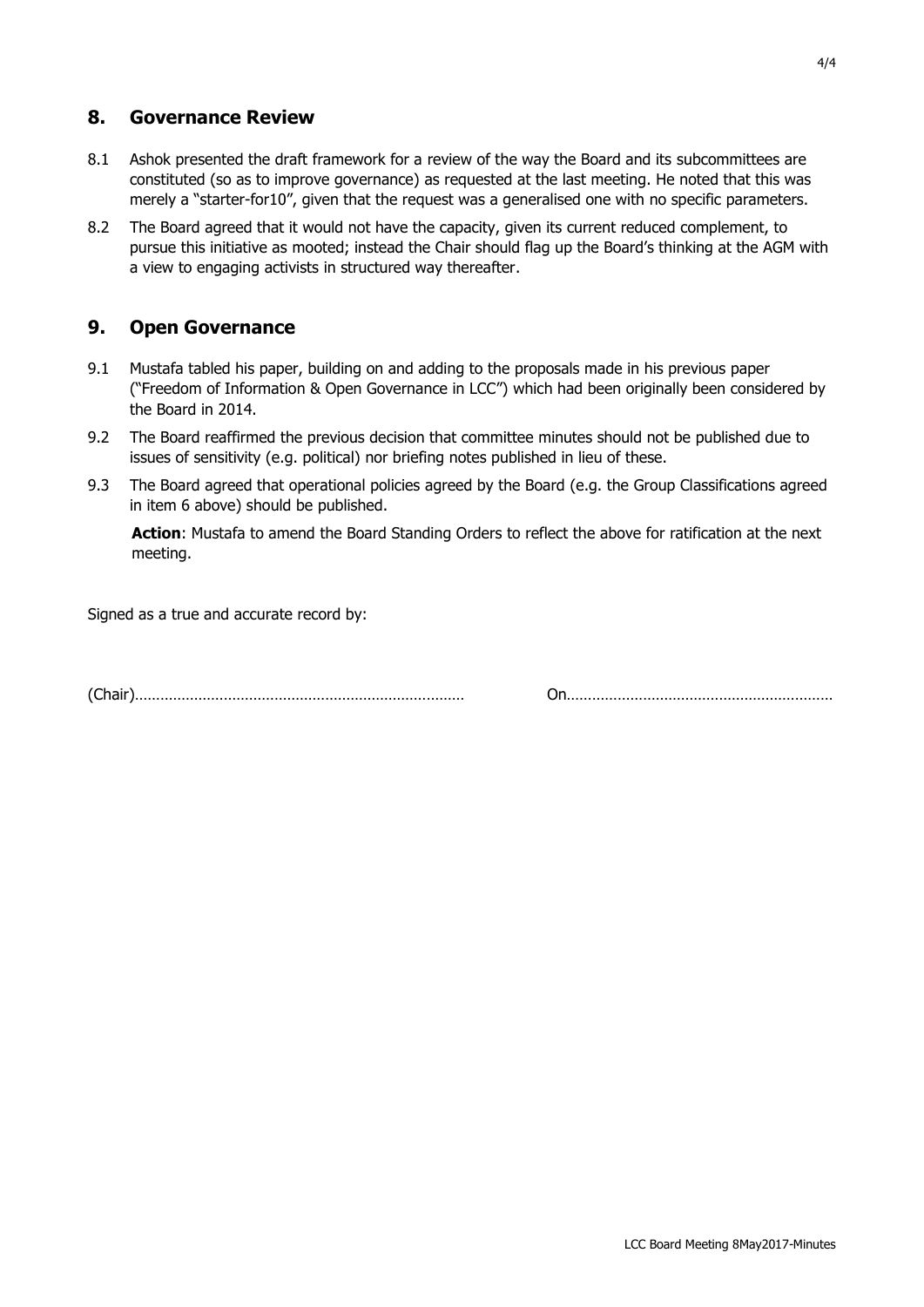## 8. Governance Review

8.1 Ashok presented the draft framework for a review of the way the Board and its subcommittees are constituted (so as to improve governance) as requested at the last meeting. He noted that this was merely a "starter-for10", given that the request was a generalised one with no specific parameters.

8.2 The Board agreed that it would not have the capacity, given its current reduced complement, to pursue this initiative as mooted; instead the Chair should flag up the Board's thinking at the AGM with a view to engaging activists in structured way thereafter.

## 9. Open Governance

9.1 Mustafa tabled his paper, building on and adding to the proposals made in his previous paper ("Freedom of Information & Open Governance in LCC") which had been originally been considered by the Board in 2014.

9.2 The Board reaffirmed the previous decision that committee minutes should not be published due to issues of sensitivity (e.g. political) nor briefing notes published in lieu of these.

9.3 The Board agreed that operational policies agreed by the Board (e.g. the Group Classifications agreed in item 6 above) should be published.

**Action**: Mustafa to amend the Board Standing Orders to reflect the above for ratification at the next meeting.

Signed as a true and accurate record by:

(Chair)………………………………………………………………… On………………………………………………………